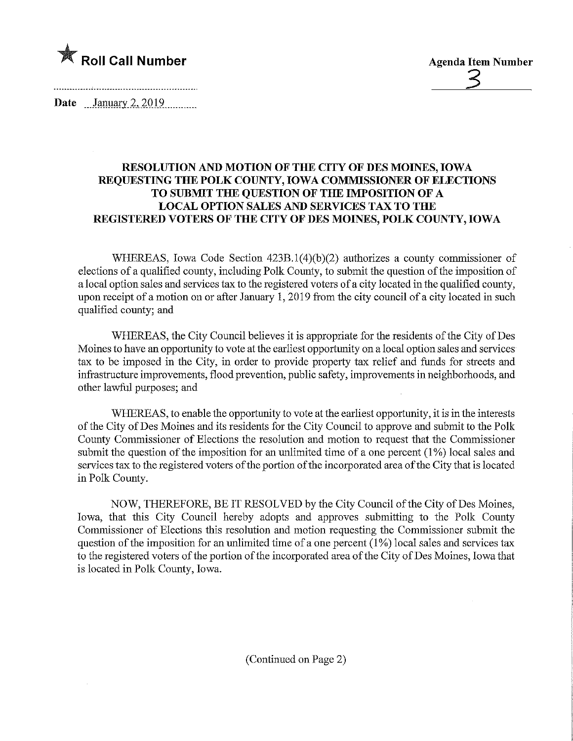★ **Roll Call Number**

**Agenda Item Number**

3

**Date** January 2, 2019

## RESOLUTION AND MOTION OF THE CITY OF DES MOINES, IOWA REQUESTING THE POLK COUNTY, IOWA COMMISSIONER OF ELECTIONS TO SUBMIT THE QUESTION OF THE IMPOSITION OF A LOCAL OPTION SALES AND SERVICES TAX TO THE REGISTERED VOTERS OF THE CITY OF DES MOINES, POLK COUNTY, IOWA

WHEREAS, Iowa Code Section 423B.1(4)(b)(2) authorizes a county commissioner of elections of a qualified county, including Polk County, to submit the question of the imposition of a local option sales and services tax to the registered voters of a city located in the qualified county, upon receipt of a motion on or after January 1, 2019 from the city council of a city located in such qualified county; and

WHEREAS, the City Council believes it is appropriate for the residents of the City of Des Moines to have an opportunity to vote at the earliest opportunity on a local option sales and services tax to be imposed in the City, in order to provide property tax relief and funds for streets and infrastructure improvements, flood prevention, public safety, improvements in neighborhoods, and other lawful purposes; and

WHEREAS, to enable the opportunity to vote at the earliest opportunity, it is in the interests of the City of Des Moines and its residents for the City Council to approve and submit to the Polk County Commissioner of Elections the resolution and motion to request that the Commissioner submit the question of the imposition for an unlimited time of a one percent (1%) local sales and services tax to the registered voters of the portion of the incorporated area of the City that is located in Polk County.

NOW, THEREFORE, BE IT RESOLVED by the City Council of the City of Des Moines, Iowa, that this City Council hereby adopts and approves submitting to the Polk County Commissioner of Elections this resolution and motion requesting the Commissioner submit the question of the imposition for an unlimited time of a one percent (1%) local sales and services tax to the registered voters of the portion of the incorporated area of the City of Des Moines, Iowa that is located in Polk County, Iowa.

(Continued on Page 2)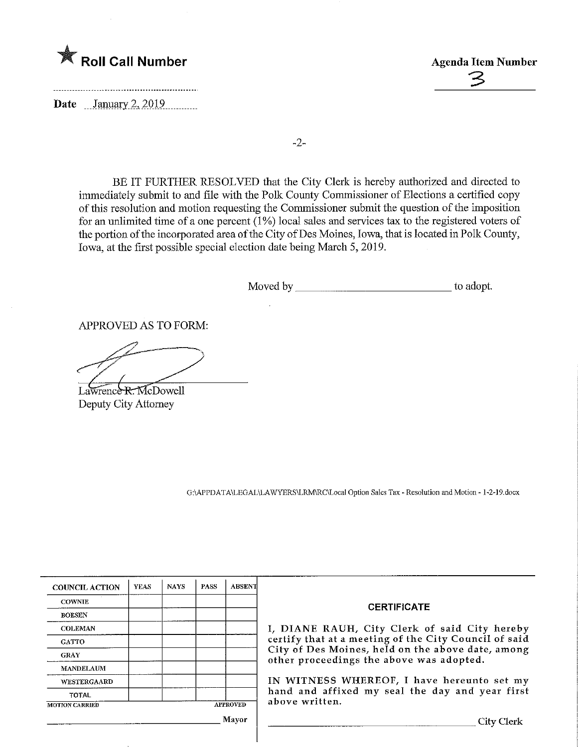★ **Roll Call Number**

**Agenda Item Number**

3

**Date** January 2, 2019

BE IT FURTHER RESOLVED that the City Clerk is hereby authorized and directed to immediately submit to and file with the Polk County Commissioner of Elections a certified copy of this resolution and motion requesting the Commissioner submit the question of the imposition for an unlimited time of a one percent (1%) local sales and services tax to the registered voters of the portion of the incorporated area of the City of Des Moines, Iowa, that is located in Polk County, Iowa, at the first possible special election date being March 5, 2019.

Moved by ____________________________ to adopt.

APPROVED AS TO FORM:

Lawrence R. McDowell
Deputy City Attorney

G:\APPDATA\LEGAL\LAWYERS\LRM\RC\Local Option Sales Tax - Resolution and Motion - 1-2-19.docx

| COUNCIL ACTION | YEAS | NAYS | PASS | ABSENT |
|---|---|---|---|---|
| COWNIE | | | | |
| BOESEN | | | | |
| COLEMAN | | | | |
| GATTO | | | | |
| GRAY | | | | |
| MANDELAUM | | | | |
| WESTERGAARD | | | | |
| TOTAL | | | | |
| MOTION CARRIED | | | | APPROVED |

______________________________ Mayor

**CERTIFICATE**

I, DIANE RAUH, City Clerk of said City hereby certify that at a meeting of the City Council of said City of Des Moines, held on the above date, among other proceedings the above was adopted.

IN WITNESS WHEREOF, I have hereunto set my hand and affixed my seal the day and year first above written.

______________________________ City Clerk